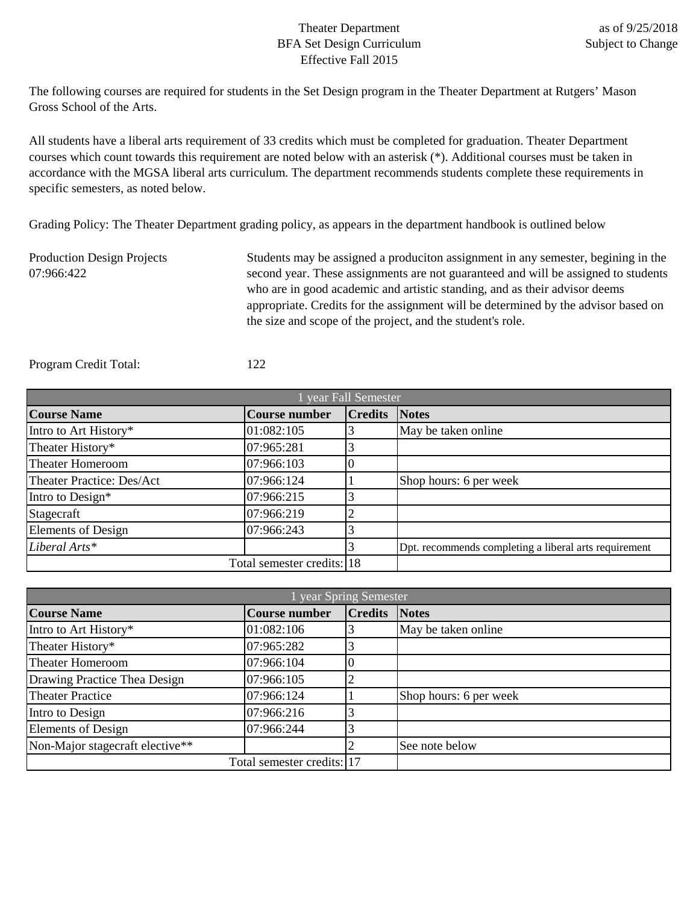Theater Department
BFA Set Design Curriculum
Effective Fall 2015

as of 9/25/2018
Subject to Change

The following courses are required for students in the Set Design program in the Theater Department at Rutgers' Mason Gross School of the Arts.

All students have a liberal arts requirement of 33 credits which must be completed for graduation. Theater Department courses which count towards this requirement are noted below with an asterisk (*). Additional courses must be taken in accordance with the MGSA liberal arts curriculum. The department recommends students complete these requirements in specific semesters, as noted below.

Grading Policy: The Theater Department grading policy, as appears in the department handbook is outlined below

Production Design Projects
07:966:422

Students may be assigned a produciton assignment in any semester, begining in the second year. These assignments are not guaranteed and will be assigned to students who are in good academic and artistic standing, and as their advisor deems appropriate. Credits for the assignment will be determined by the advisor based on the size and scope of the project, and the student's role.

Program Credit Total: 122

| 1 year Fall Semester | | | |
|---|---|---|---|
| **Course Name** | **Course number** | **Credits** | **Notes** |
| Intro to Art History* | 01:082:105 | 3 | May be taken online |
| Theater History* | 07:965:281 | 3 | |
| Theater Homeroom | 07:966:103 | 0 | |
| Theater Practice: Des/Act | 07:966:124 | 1 | Shop hours: 6 per week |
| Intro to Design* | 07:966:215 | 3 | |
| Stagecraft | 07:966:219 | 2 | |
| Elements of Design | 07:966:243 | 3 | |
| *Liberal Arts** | | 3 | Dpt. recommends completing a liberal arts requirement |
| | Total semester credits: | 18 | |

| 1 year Spring Semester | | | |
|---|---|---|---|
| **Course Name** | **Course number** | **Credits** | **Notes** |
| Intro to Art History* | 01:082:106 | 3 | May be taken online |
| Theater History* | 07:965:282 | 3 | |
| Theater Homeroom | 07:966:104 | 0 | |
| Drawing Practice Thea Design | 07:966:105 | 2 | |
| Theater Practice | 07:966:124 | 1 | Shop hours: 6 per week |
| Intro to Design | 07:966:216 | 3 | |
| Elements of Design | 07:966:244 | 3 | |
| Non-Major stagecraft elective** | | 2 | See note below |
| | Total semester credits: | 17 | |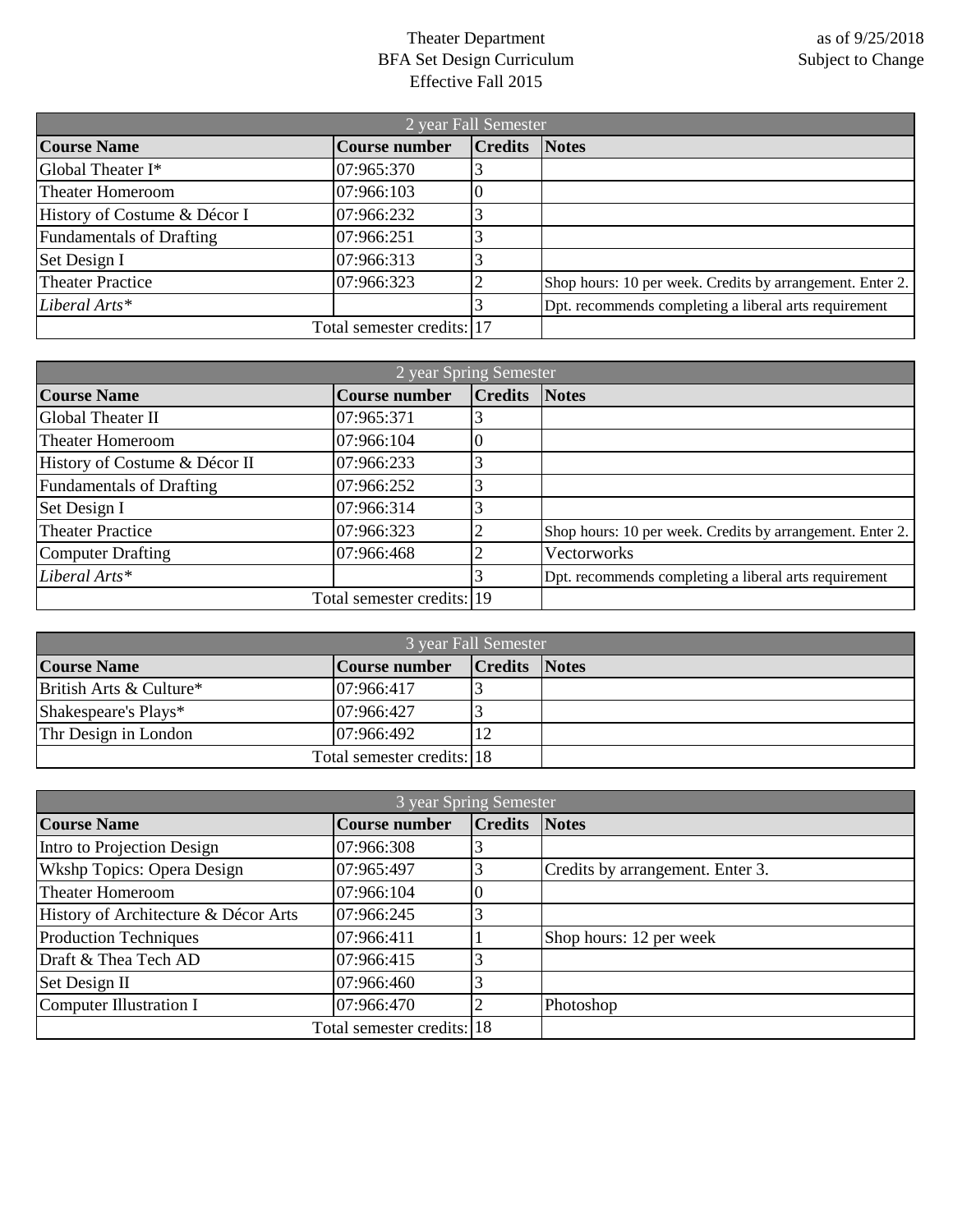Theater Department
BFA Set Design Curriculum
Effective Fall 2015

as of 9/25/2018
Subject to Change

| 2 year Fall Semester | | | |
|---|---|---|---|
| **Course Name** | **Course number** | **Credits** | **Notes** |
| Global Theater I* | 07:965:370 | 3 | |
| Theater Homeroom | 07:966:103 | 0 | |
| History of Costume & Décor I | 07:966:232 | 3 | |
| Fundamentals of Drafting | 07:966:251 | 3 | |
| Set Design I | 07:966:313 | 3 | |
| Theater Practice | 07:966:323 | 2 | Shop hours: 10 per week. Credits by arrangement. Enter 2. |
| *Liberal Arts** | | 3 | Dpt. recommends completing a liberal arts requirement |
| | Total semester credits: | 17 | |

| 2 year Spring Semester | | | |
|---|---|---|---|
| **Course Name** | **Course number** | **Credits** | **Notes** |
| Global Theater II | 07:965:371 | 3 | |
| Theater Homeroom | 07:966:104 | 0 | |
| History of Costume & Décor II | 07:966:233 | 3 | |
| Fundamentals of Drafting | 07:966:252 | 3 | |
| Set Design I | 07:966:314 | 3 | |
| Theater Practice | 07:966:323 | 2 | Shop hours: 10 per week. Credits by arrangement. Enter 2. |
| Computer Drafting | 07:966:468 | 2 | Vectorworks |
| *Liberal Arts** | | 3 | Dpt. recommends completing a liberal arts requirement |
| | Total semester credits: | 19 | |

| 3 year Fall Semester | | | |
|---|---|---|---|
| **Course Name** | **Course number** | **Credits** | **Notes** |
| British Arts & Culture* | 07:966:417 | 3 | |
| Shakespeare's Plays* | 07:966:427 | 3 | |
| Thr Design in London | 07:966:492 | 12 | |
| | Total semester credits: | 18 | |

| 3 year Spring Semester | | | |
|---|---|---|---|
| **Course Name** | **Course number** | **Credits** | **Notes** |
| Intro to Projection Design | 07:966:308 | 3 | |
| Wkshp Topics: Opera Design | 07:965:497 | 3 | Credits by arrangement. Enter 3. |
| Theater Homeroom | 07:966:104 | 0 | |
| History of Architecture & Décor Arts | 07:966:245 | 3 | |
| Production Techniques | 07:966:411 | 1 | Shop hours: 12 per week |
| Draft & Thea Tech AD | 07:966:415 | 3 | |
| Set Design II | 07:966:460 | 3 | |
| Computer Illustration I | 07:966:470 | 2 | Photoshop |
| | Total semester credits: | 18 | |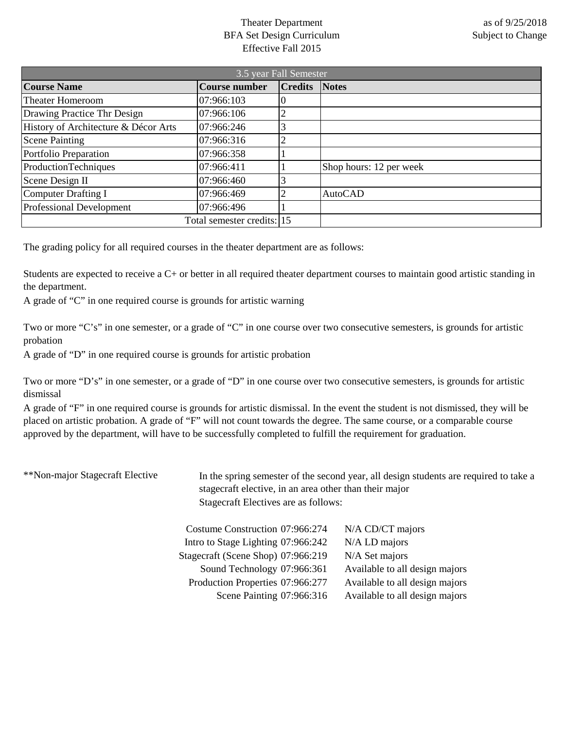Theater Department
BFA Set Design Curriculum
Effective Fall 2015

as of 9/25/2018
Subject to Change

| 3.5 year Fall Semester | | | |
|---|---|---|---|
| **Course Name** | **Course number** | **Credits** | **Notes** |
| Theater Homeroom | 07:966:103 | 0 | |
| Drawing Practice Thr Design | 07:966:106 | 2 | |
| History of Architecture & Décor Arts | 07:966:246 | 3 | |
| Scene Painting | 07:966:316 | 2 | |
| Portfolio Preparation | 07:966:358 | 1 | |
| ProductionTechniques | 07:966:411 | 1 | Shop hours: 12 per week |
| Scene Design II | 07:966:460 | 3 | |
| Computer Drafting I | 07:966:469 | 2 | AutoCAD |
| Professional Development | 07:966:496 | 1 | |
| | Total semester credits: | 15 | |

The grading policy for all required courses in the theater department are as follows:

Students are expected to receive a C+ or better in all required theater department courses to maintain good artistic standing in the department.
A grade of "C" in one required course is grounds for artistic warning

Two or more "C's" in one semester, or a grade of "C" in one course over two consecutive semesters, is grounds for artistic probation
A grade of "D" in one required course is grounds for artistic probation

Two or more "D's" in one semester, or a grade of "D" in one course over two consecutive semesters, is grounds for artistic dismissal
A grade of "F" in one required course is grounds for artistic dismissal. In the event the student is not dismissed, they will be placed on artistic probation. A grade of "F" will not count towards the degree. The same course, or a comparable course approved by the department, will have to be successfully completed to fulfill the requirement for graduation.

**Non-major Stagecraft Elective

In the spring semester of the second year, all design students are required to take a stagecraft elective, in an area other than their major
Stagecraft Electives are as follows:

| | | |
|---|---|---|
| Costume Construction | 07:966:274 | N/A CD/CT majors |
| Intro to Stage Lighting | 07:966:242 | N/A LD majors |
| Stagecraft (Scene Shop) | 07:966:219 | N/A Set majors |
| Sound Technology | 07:966:361 | Available to all design majors |
| Production Properties | 07:966:277 | Available to all design majors |
| Scene Painting | 07:966:316 | Available to all design majors |